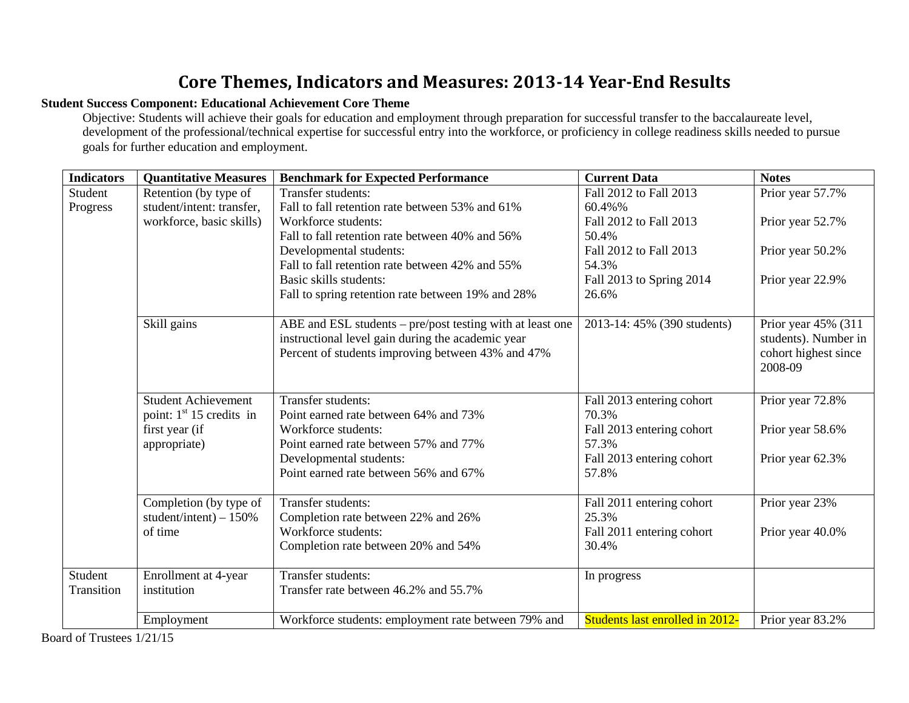# Core Themes, Indicators and Measures: 2013-14 Year-End Results

**Student Success Component: Educational Achievement Core Theme**

Objective: Students will achieve their goals for education and employment through preparation for successful transfer to the baccalaureate level, development of the professional/technical expertise for successful entry into the workforce, or proficiency in college readiness skills needed to pursue goals for further education and employment.

| Indicators | Quantitative Measures | Benchmark for Expected Performance | Current Data | Notes |
|---|---|---|---|---|
| Student Progress | Retention (by type of student/intent: transfer, workforce, basic skills) | Transfer students:<br>Fall to fall retention rate between 53% and 61%<br>Workforce students:<br>Fall to fall retention rate between 40% and 56%<br>Developmental students:<br>Fall to fall retention rate between 42% and 55%<br>Basic skills students:<br>Fall to spring retention rate between 19% and 28% | Fall 2012 to Fall 2013<br>60.4%%<br>Fall 2012 to Fall 2013<br>50.4%<br>Fall 2012 to Fall 2013<br>54.3%<br>Fall 2013 to Spring 2014<br>26.6% | Prior year 57.7%<br><br>Prior year 52.7%<br><br>Prior year 50.2%<br><br>Prior year 22.9% |
| | Skill gains | ABE and ESL students – pre/post testing with at least one instructional level gain during the academic year<br>Percent of students improving between 43% and 47% | 2013-14: 45% (390 students) | Prior year 45% (311 students). Number in cohort highest since 2008-09 |
| | Student Achievement point: 1st 15 credits in first year (if appropriate) | Transfer students:<br>Point earned rate between 64% and 73%<br>Workforce students:<br>Point earned rate between 57% and 77%<br>Developmental students:<br>Point earned rate between 56% and 67% | Fall 2013 entering cohort<br>70.3%<br>Fall 2013 entering cohort<br>57.3%<br>Fall 2013 entering cohort<br>57.8% | Prior year 72.8%<br><br>Prior year 58.6%<br><br>Prior year 62.3% |
| | Completion (by type of student/intent) – 150% of time | Transfer students:<br>Completion rate between 22% and 26%<br>Workforce students:<br>Completion rate between 20% and 54% | Fall 2011 entering cohort<br>25.3%<br>Fall 2011 entering cohort<br>30.4% | Prior year 23%<br><br>Prior year 40.0% |
| Student Transition | Enrollment at 4-year institution | Transfer students:<br>Transfer rate between 46.2% and 55.7% | In progress | |
| | Employment | Workforce students: employment rate between 79% and | Students last enrolled in 2012- | Prior year 83.2% |

Board of Trustees 1/21/15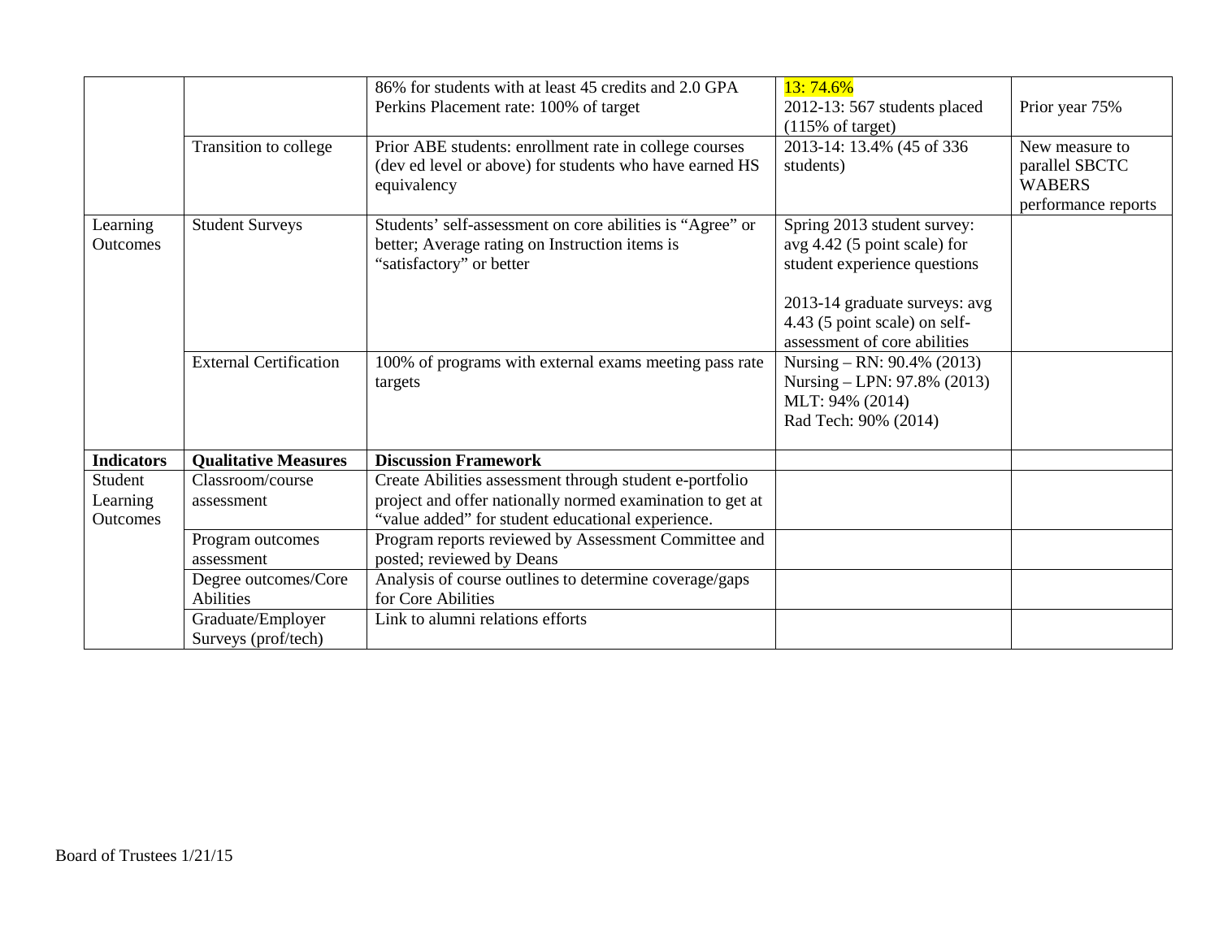| | | | | |
|---|---|---|---|---|
| | | 86% for students with at least 45 credits and 2.0 GPA<br>Perkins Placement rate: 100% of target | 13: 74.6%<br>2012-13: 567 students placed (115% of target) | Prior year 75% |
| | Transition to college | Prior ABE students: enrollment rate in college courses (dev ed level or above) for students who have earned HS equivalency | 2013-14: 13.4% (45 of 336 students) | New measure to parallel SBCTC WABERS performance reports |
| Learning Outcomes | Student Surveys | Students' self-assessment on core abilities is "Agree" or better; Average rating on Instruction items is "satisfactory" or better | Spring 2013 student survey: avg 4.42 (5 point scale) for student experience questions<br><br>2013-14 graduate surveys: avg 4.43 (5 point scale) on self-assessment of core abilities | |
| | External Certification | 100% of programs with external exams meeting pass rate targets | Nursing – RN: 90.4% (2013)<br>Nursing – LPN: 97.8% (2013)<br>MLT: 94% (2014)<br>Rad Tech: 90% (2014) | |
| **Indicators** | **Qualitative Measures** | **Discussion Framework** | | |
| Student Learning Outcomes | Classroom/course assessment | Create Abilities assessment through student e-portfolio project and offer nationally normed examination to get at "value added" for student educational experience. | | |
| | Program outcomes assessment | Program reports reviewed by Assessment Committee and posted; reviewed by Deans | | |
| | Degree outcomes/Core Abilities | Analysis of course outlines to determine coverage/gaps for Core Abilities | | |
| | Graduate/Employer Surveys (prof/tech) | Link to alumni relations efforts | | |

Board of Trustees 1/21/15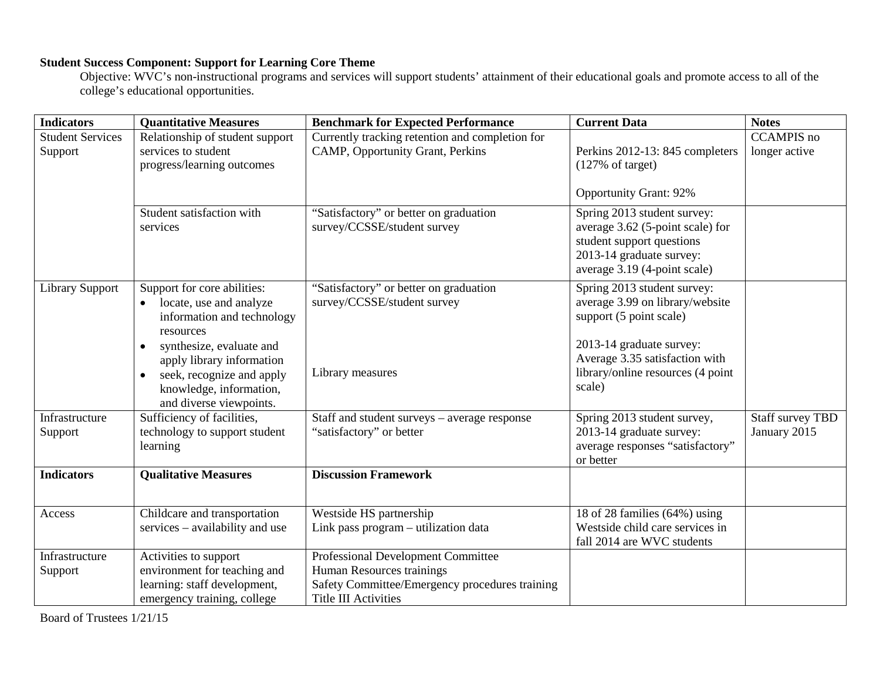**Student Success Component: Support for Learning Core Theme**

Objective: WVC's non-instructional programs and services will support students' attainment of their educational goals and promote access to all of the college's educational opportunities.

| Indicators | Quantitative Measures | Benchmark for Expected Performance | Current Data | Notes |
|---|---|---|---|---|
| Student Services Support | Relationship of student support services to student progress/learning outcomes | Currently tracking retention and completion for CAMP, Opportunity Grant, Perkins | Perkins 2012-13: 845 completers (127% of target)<br><br>Opportunity Grant: 92% | CCAMPIS no longer active |
| | Student satisfaction with services | "Satisfactory" or better on graduation survey/CCSSE/student survey | Spring 2013 student survey: average 3.62 (5-point scale) for student support questions<br>2013-14 graduate survey: average 3.19 (4-point scale) | |
| Library Support | Support for core abilities:<br>• locate, use and analyze information and technology resources<br>• synthesize, evaluate and apply library information<br>• seek, recognize and apply knowledge, information, and diverse viewpoints. | "Satisfactory" or better on graduation survey/CCSSE/student survey<br><br>Library measures | Spring 2013 student survey: average 3.99 on library/website support (5 point scale)<br><br>2013-14 graduate survey: Average 3.35 satisfaction with library/online resources (4 point scale) | |
| Infrastructure Support | Sufficiency of facilities, technology to support student learning | Staff and student surveys – average response "satisfactory" or better | Spring 2013 student survey, 2013-14 graduate survey: average responses "satisfactory" or better | Staff survey TBD January 2015 |
| **Indicators** | **Qualitative Measures** | **Discussion Framework** | | |
| Access | Childcare and transportation services – availability and use | Westside HS partnership<br>Link pass program – utilization data | 18 of 28 families (64%) using Westside child care services in fall 2014 are WVC students | |
| Infrastructure Support | Activities to support environment for teaching and learning: staff development, emergency training, college | Professional Development Committee<br>Human Resources trainings<br>Safety Committee/Emergency procedures training<br>Title III Activities | | |

Board of Trustees 1/21/15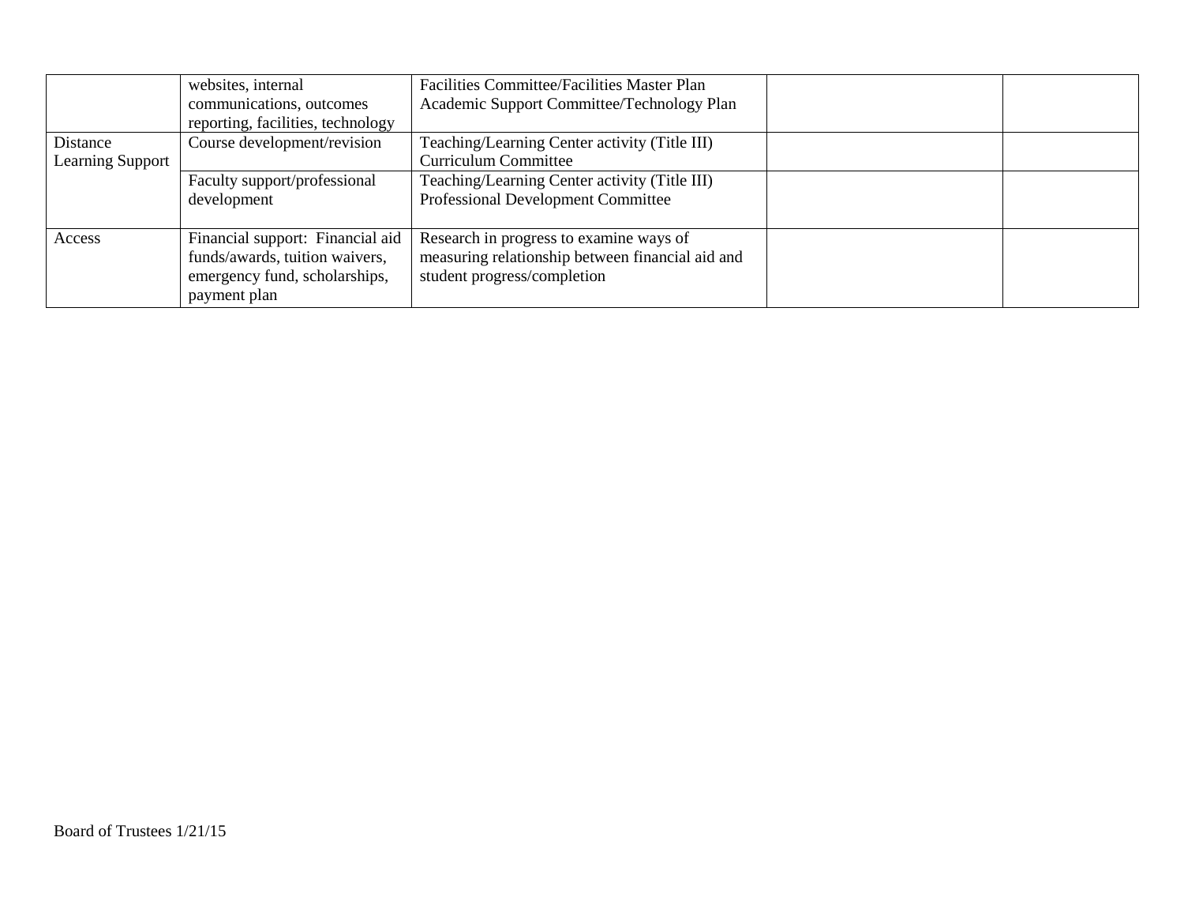| | | | | |
|---|---|---|---|---|
| | websites, internal communications, outcomes reporting, facilities, technology | Facilities Committee/Facilities Master Plan<br>Academic Support Committee/Technology Plan | | |
| Distance Learning Support | Course development/revision | Teaching/Learning Center activity (Title III)<br>Curriculum Committee | | |
| | Faculty support/professional development | Teaching/Learning Center activity (Title III)<br>Professional Development Committee | | |
| Access | Financial support: Financial aid funds/awards, tuition waivers, emergency fund, scholarships, payment plan | Research in progress to examine ways of measuring relationship between financial aid and student progress/completion | | |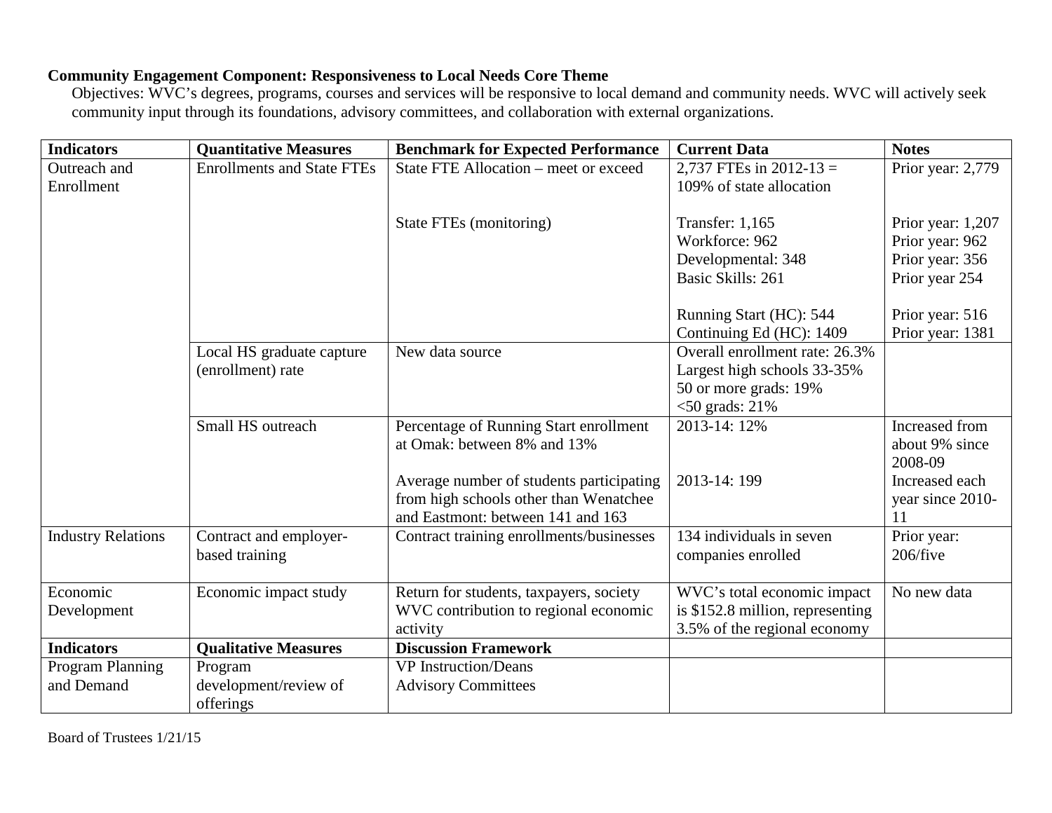**Community Engagement Component: Responsiveness to Local Needs Core Theme**

Objectives: WVC's degrees, programs, courses and services will be responsive to local demand and community needs. WVC will actively seek community input through its foundations, advisory committees, and collaboration with external organizations.

| Indicators | Quantitative Measures | Benchmark for Expected Performance | Current Data | Notes |
|---|---|---|---|---|
| Outreach and Enrollment | Enrollments and State FTEs | State FTE Allocation – meet or exceed | 2,737 FTEs in 2012-13 = 109% of state allocation | Prior year: 2,779 |
| | | State FTEs (monitoring) | Transfer: 1,165<br>Workforce: 962<br>Developmental: 348<br>Basic Skills: 261<br><br>Running Start (HC): 544<br>Continuing Ed (HC): 1409 | Prior year: 1,207<br>Prior year: 962<br>Prior year: 356<br>Prior year 254<br><br>Prior year: 516<br>Prior year: 1381 |
| | Local HS graduate capture (enrollment) rate | New data source | Overall enrollment rate: 26.3%<br>Largest high schools 33-35%<br>50 or more grads: 19%<br><50 grads: 21% | |
| | Small HS outreach | Percentage of Running Start enrollment at Omak: between 8% and 13% | 2013-14: 12% | Increased from about 9% since 2008-09 |
| | | Average number of students participating from high schools other than Wenatchee and Eastmont: between 141 and 163 | 2013-14: 199 | Increased each year since 2010-11 |
| Industry Relations | Contract and employer-based training | Contract training enrollments/businesses | 134 individuals in seven companies enrolled | Prior year: 206/five |
| Economic Development | Economic impact study | Return for students, taxpayers, society<br>WVC contribution to regional economic activity | WVC's total economic impact is $152.8 million, representing 3.5% of the regional economy | No new data |
| **Indicators** | **Qualitative Measures** | **Discussion Framework** | | |
| Program Planning and Demand | Program development/review of offerings | VP Instruction/Deans<br>Advisory Committees | | |

Board of Trustees 1/21/15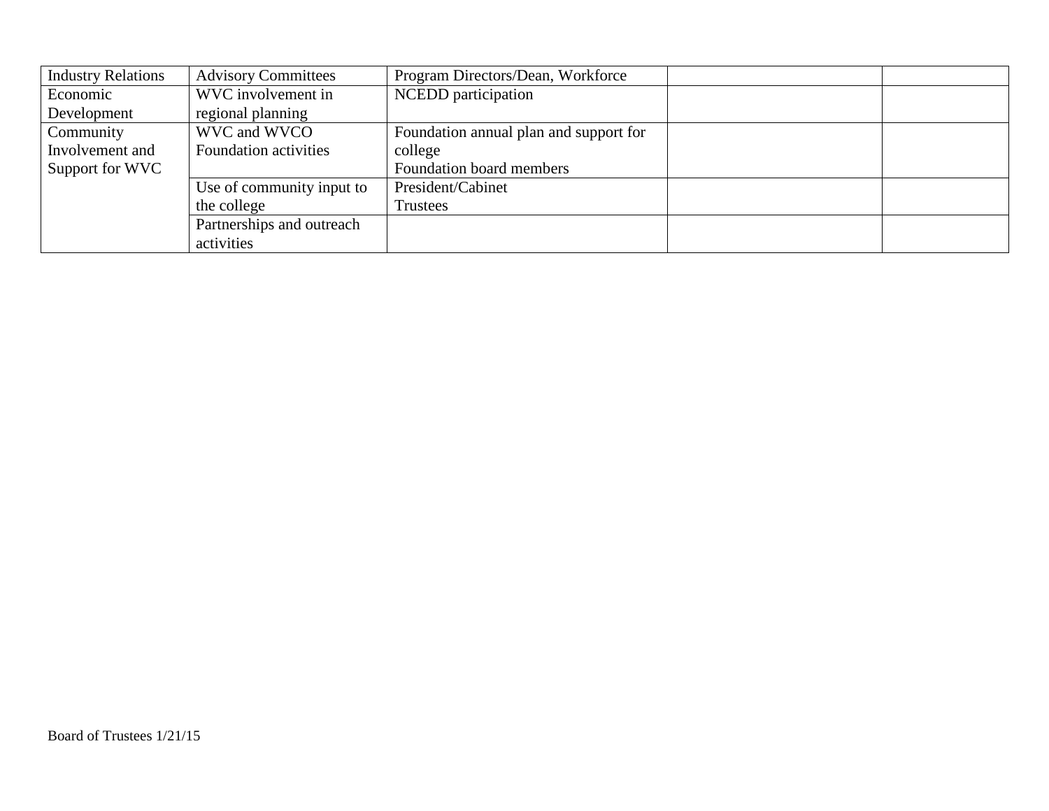| | | | | |
|---|---|---|---|---|
| Industry Relations | Advisory Committees | Program Directors/Dean, Workforce | | |
| Economic Development | WVC involvement in regional planning | NCEDD participation | | |
| Community Involvement and Support for WVC | WVC and WVCO Foundation activities | Foundation annual plan and support for college<br>Foundation board members | | |
| | Use of community input to the college | President/Cabinet<br>Trustees | | |
| | Partnerships and outreach activities | | | |

Board of Trustees 1/21/15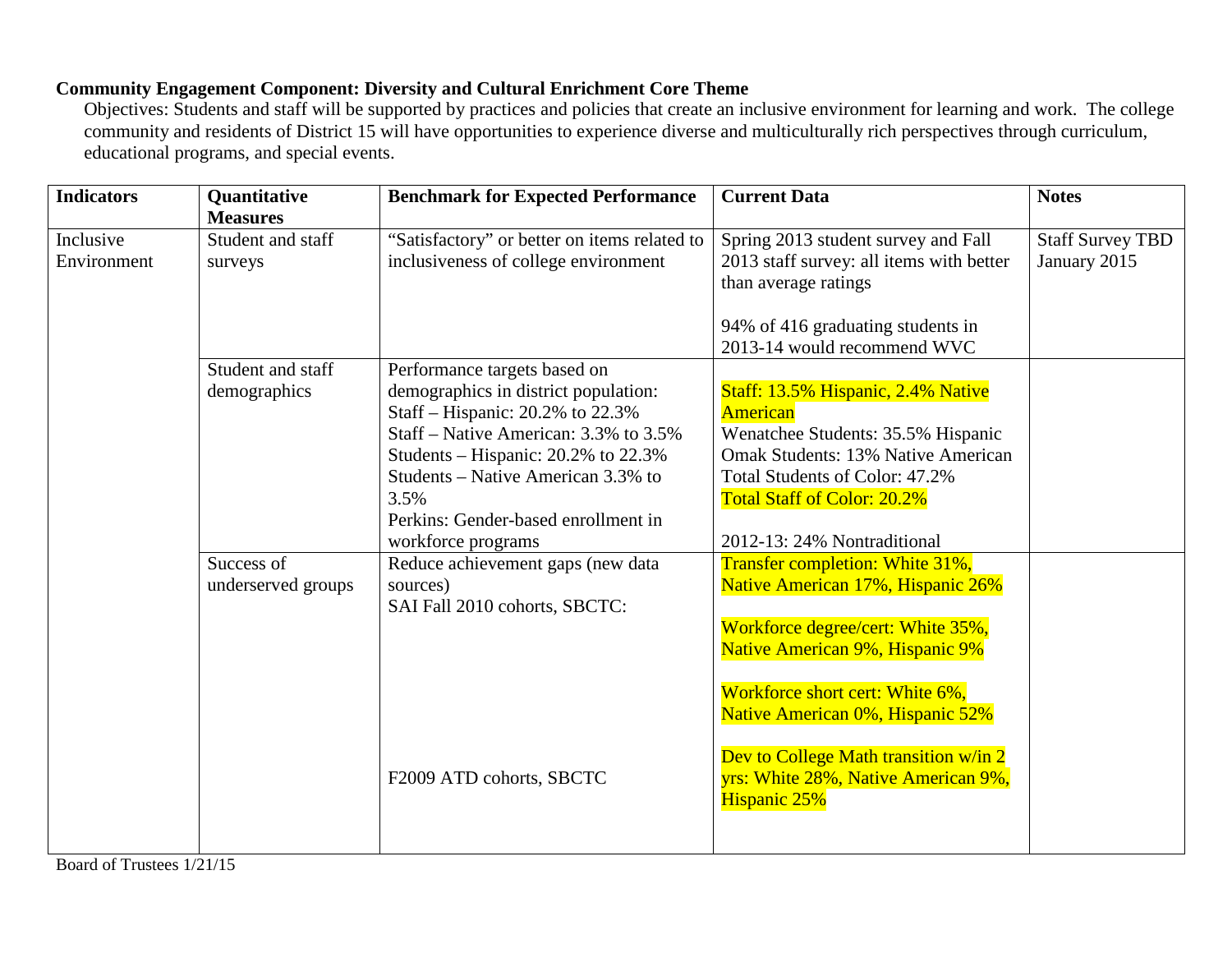**Community Engagement Component: Diversity and Cultural Enrichment Core Theme**

Objectives: Students and staff will be supported by practices and policies that create an inclusive environment for learning and work. The college community and residents of District 15 will have opportunities to experience diverse and multiculturally rich perspectives through curriculum, educational programs, and special events.

| Indicators | Quantitative Measures | Benchmark for Expected Performance | Current Data | Notes |
|---|---|---|---|---|
| Inclusive Environment | Student and staff surveys | "Satisfactory" or better on items related to inclusiveness of college environment | Spring 2013 student survey and Fall 2013 staff survey: all items with better than average ratings<br><br>94% of 416 graduating students in 2013-14 would recommend WVC | Staff Survey TBD January 2015 |
| | Student and staff demographics | Performance targets based on demographics in district population:<br>Staff – Hispanic: 20.2% to 22.3%<br>Staff – Native American: 3.3% to 3.5%<br>Students – Hispanic: 20.2% to 22.3%<br>Students – Native American 3.3% to 3.5%<br>Perkins: Gender-based enrollment in workforce programs | Staff: 13.5% Hispanic, 2.4% Native American<br>Wenatchee Students: 35.5% Hispanic<br>Omak Students: 13% Native American<br>Total Students of Color: 47.2%<br>Total Staff of Color: 20.2%<br><br>2012-13: 24% Nontraditional | |
| | Success of underserved groups | Reduce achievement gaps (new data sources)<br>SAI Fall 2010 cohorts, SBCTC:<br><br>F2009 ATD cohorts, SBCTC | Transfer completion: White 31%, Native American 17%, Hispanic 26%<br><br>Workforce degree/cert: White 35%, Native American 9%, Hispanic 9%<br><br>Workforce short cert: White 6%, Native American 0%, Hispanic 52%<br><br>Dev to College Math transition w/in 2 yrs: White 28%, Native American 9%, Hispanic 25% | |

Board of Trustees 1/21/15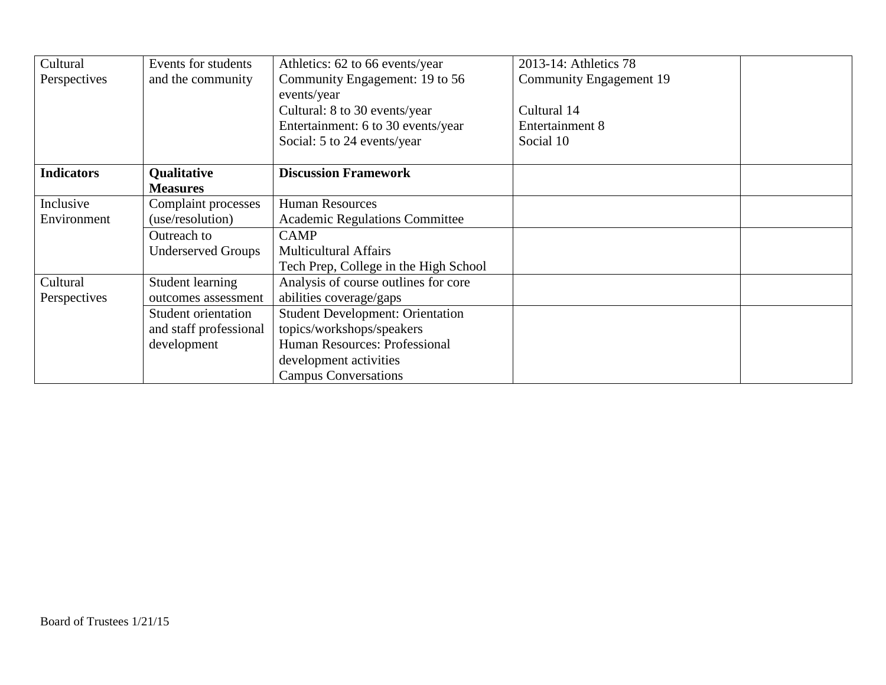| | | | | |
|---|---|---|---|---|
| Cultural Perspectives | Events for students and the community | Athletics: 62 to 66 events/year<br>Community Engagement: 19 to 56 events/year<br>Cultural: 8 to 30 events/year<br>Entertainment: 6 to 30 events/year<br>Social: 5 to 24 events/year | 2013-14: Athletics 78<br>Community Engagement 19<br><br>Cultural 14<br>Entertainment 8<br>Social 10 | |
| **Indicators** | **Qualitative Measures** | **Discussion Framework** | | |
| Inclusive Environment | Complaint processes (use/resolution) | Human Resources<br>Academic Regulations Committee | | |
| | Outreach to Underserved Groups | CAMP<br>Multicultural Affairs<br>Tech Prep, College in the High School | | |
| Cultural Perspectives | Student learning outcomes assessment | Analysis of course outlines for core abilities coverage/gaps | | |
| | Student orientation and staff professional development | Student Development: Orientation topics/workshops/speakers<br>Human Resources: Professional development activities<br>Campus Conversations | | |

Board of Trustees 1/21/15